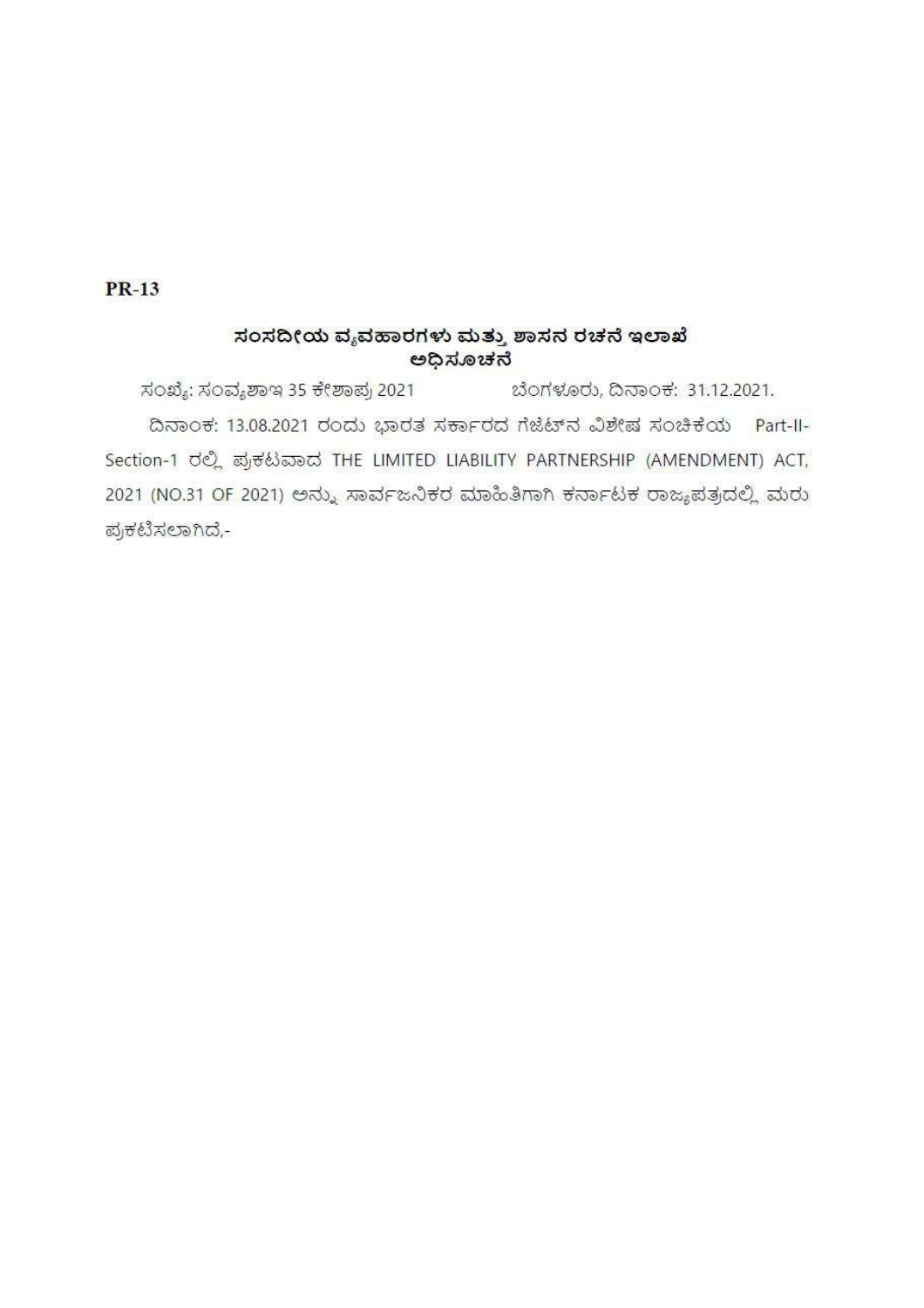**PR-13**

## ಸಂಸದೀಯ ವ್ಯವಹಾರಗಳು ಮತ್ತು ಶಾಸನ ರಚನೆ ಇಲಾಖೆ
## ಅಧಿಸೂಚನೆ

ಸಂಖ್ಯೆ: ಸಂವ್ಯಶಾಇ 35 ಕೇಶಾಪ್ರ 2021 ಬೆಂಗಳೂರು, ದಿನಾಂಕ: 31.12.2021.

ದಿನಾಂಕ: 13.08.2021 ರಂದು ಭಾರತ ಸರ್ಕಾರದ ಗೆಜೆಟ್‌ನ ವಿಶೇಷ ಸಂಚಿಕೆಯ Part-II-Section-1 ರಲ್ಲಿ ಪ್ರಕಟವಾದ THE LIMITED LIABILITY PARTNERSHIP (AMENDMENT) ACT, 2021 (NO.31 OF 2021) ಅನ್ನು ಸಾರ್ವಜನಿಕರ ಮಾಹಿತಿಗಾಗಿ ಕರ್ನಾಟಕ ರಾಜ್ಯಪತ್ರದಲ್ಲಿ ಮರು ಪ್ರಕಟಿಸಲಾಗಿದೆ,-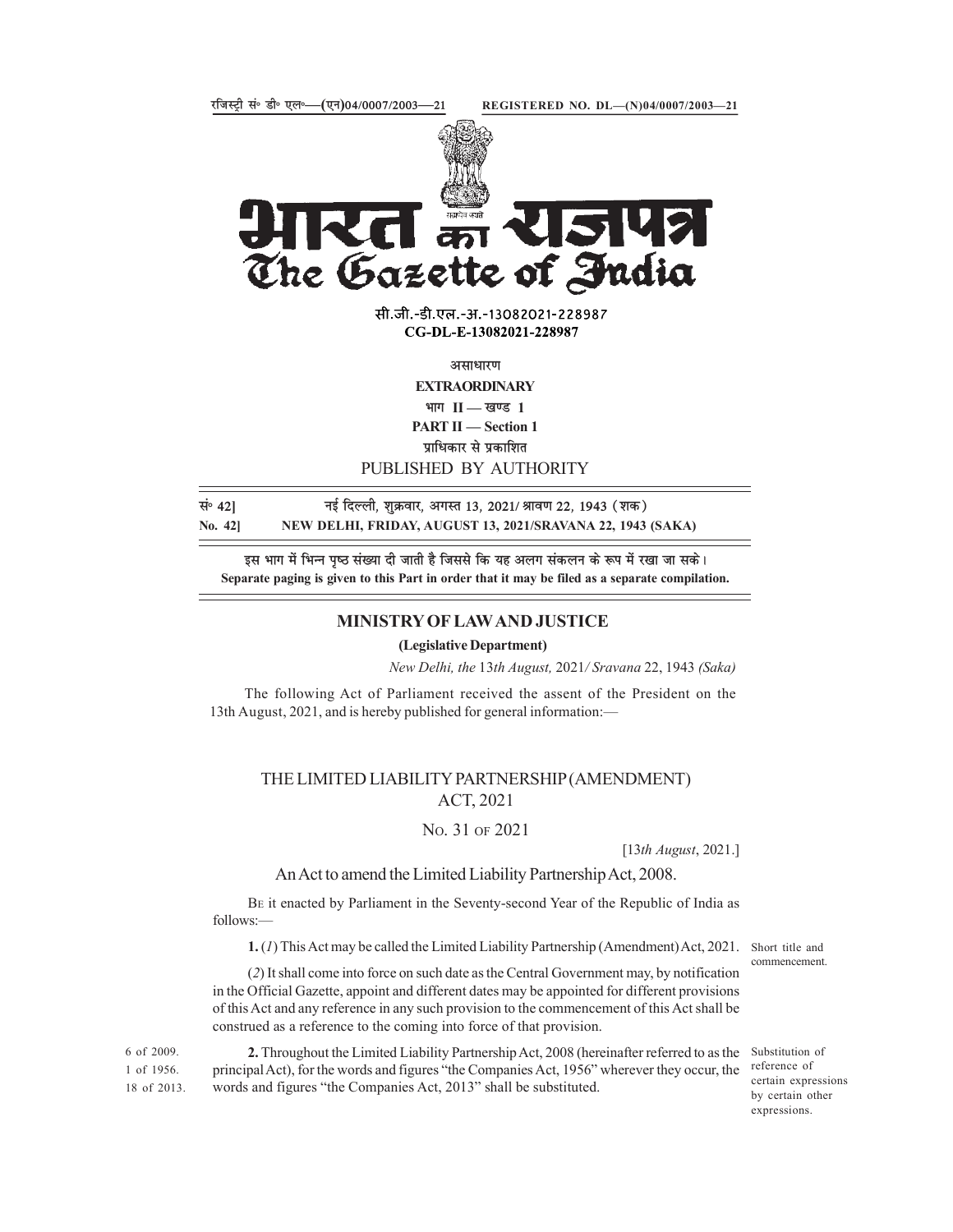रजिस्ट्री सं॰ डी॰ एल॰—(एन)04/0007/2003—21 REGISTERED NO. DL—(N)04/0007/2003—21

# भारत का राजपत्र
# The Gazette of India

सी.जी.-डी.एल.-अ.-13082021-228987
**CG-DL-E-13082021-228987**

असाधारण
**EXTRAORDINARY**
भाग II — खण्ड 1
**PART II — Section 1**
प्राधिकार से प्रकाशित
PUBLISHED BY AUTHORITY

सं॰ 42] नई दिल्ली, शुक्रवार, अगस्त 13, 2021/ श्रावण 22, 1943 (शक)
**No. 42] NEW DELHI, FRIDAY, AUGUST 13, 2021/SRAVANA 22, 1943 (SAKA)**

इस भाग में भिन्न पृष्ठ संख्या दी जाती है जिससे कि यह अलग संकलन के रूप में रखा जा सके।
**Separate paging is given to this Part in order that it may be filed as a separate compilation.**

## MINISTRY OF LAW AND JUSTICE

**(Legislative Department)**

*New Delhi, the* 13*th August,* 2021/ *Sravana* 22, 1943 *(Saka)*

The following Act of Parliament received the assent of the President on the 13th August, 2021, and is hereby published for general information:—

# THE LIMITED LIABILITY PARTNERSHIP (AMENDMENT) ACT, 2021

No. 31 of 2021

[13*th August*, 2021.]

An Act to amend the Limited Liability Partnership Act, 2008.

Be it enacted by Parliament in the Seventy-second Year of the Republic of India as follows:—

Short title and commencement.

**1.** (*1*) This Act may be called the Limited Liability Partnership (Amendment) Act, 2021.

(*2*) It shall come into force on such date as the Central Government may, by notification in the Official Gazette, appoint and different dates may be appointed for different provisions of this Act and any reference in any such provision to the commencement of this Act shall be construed as a reference to the coming into force of that provision.

Substitution of reference of certain expressions by certain other expressions.

6 of 2009.
1 of 1956.
18 of 2013.

**2.** Throughout the Limited Liability Partnership Act, 2008 (hereinafter referred to as the principal Act), for the words and figures "the Companies Act, 1956" wherever they occur, the words and figures "the Companies Act, 2013" shall be substituted.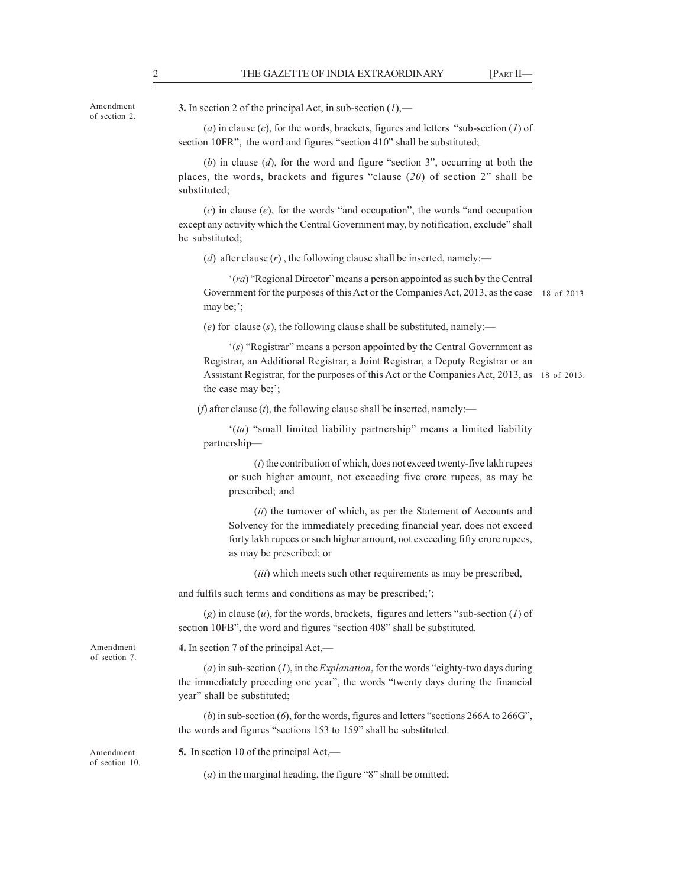Amendment of section 2.

**3.** In section 2 of the principal Act, in sub-section (*1*),—

(*a*) in clause (*c*), for the words, brackets, figures and letters "sub-section (*1*) of section 10FR", the word and figures "section 410" shall be substituted;

(*b*) in clause (*d*), for the word and figure "section 3", occurring at both the places, the words, brackets and figures "clause (*20*) of section 2" shall be substituted;

(*c*) in clause (*e*), for the words "and occupation", the words "and occupation except any activity which the Central Government may, by notification, exclude" shall be substituted;

(*d*) after clause (*r*), the following clause shall be inserted, namely:—

'(*ra*) "Regional Director" means a person appointed as such by the Central Government for the purposes of this Act or the Companies Act, 2013, as the case may be;';

18 of 2013.

(*e*) for clause (*s*), the following clause shall be substituted, namely:—

'(*s*) "Registrar" means a person appointed by the Central Government as Registrar, an Additional Registrar, a Joint Registrar, a Deputy Registrar or an Assistant Registrar, for the purposes of this Act or the Companies Act, 2013, as the case may be;';

18 of 2013.

(*f*) after clause (*t*), the following clause shall be inserted, namely:—

'(*ta*) "small limited liability partnership" means a limited liability partnership—

(*i*) the contribution of which, does not exceed twenty-five lakh rupees or such higher amount, not exceeding five crore rupees, as may be prescribed; and

(*ii*) the turnover of which, as per the Statement of Accounts and Solvency for the immediately preceding financial year, does not exceed forty lakh rupees or such higher amount, not exceeding fifty crore rupees, as may be prescribed; or

(*iii*) which meets such other requirements as may be prescribed,

and fulfils such terms and conditions as may be prescribed;';

(*g*) in clause (*u*), for the words, brackets, figures and letters "sub-section (*1*) of section 10FB", the word and figures "section 408" shall be substituted.

Amendment of section 7.

**4.** In section 7 of the principal Act,—

(*a*) in sub-section (*1*), in the *Explanation*, for the words "eighty-two days during the immediately preceding one year", the words "twenty days during the financial year" shall be substituted;

(*b*) in sub-section (*6*), for the words, figures and letters "sections 266A to 266G", the words and figures "sections 153 to 159" shall be substituted.

Amendment of section 10.

**5.** In section 10 of the principal Act,—

(*a*) in the marginal heading, the figure "8" shall be omitted;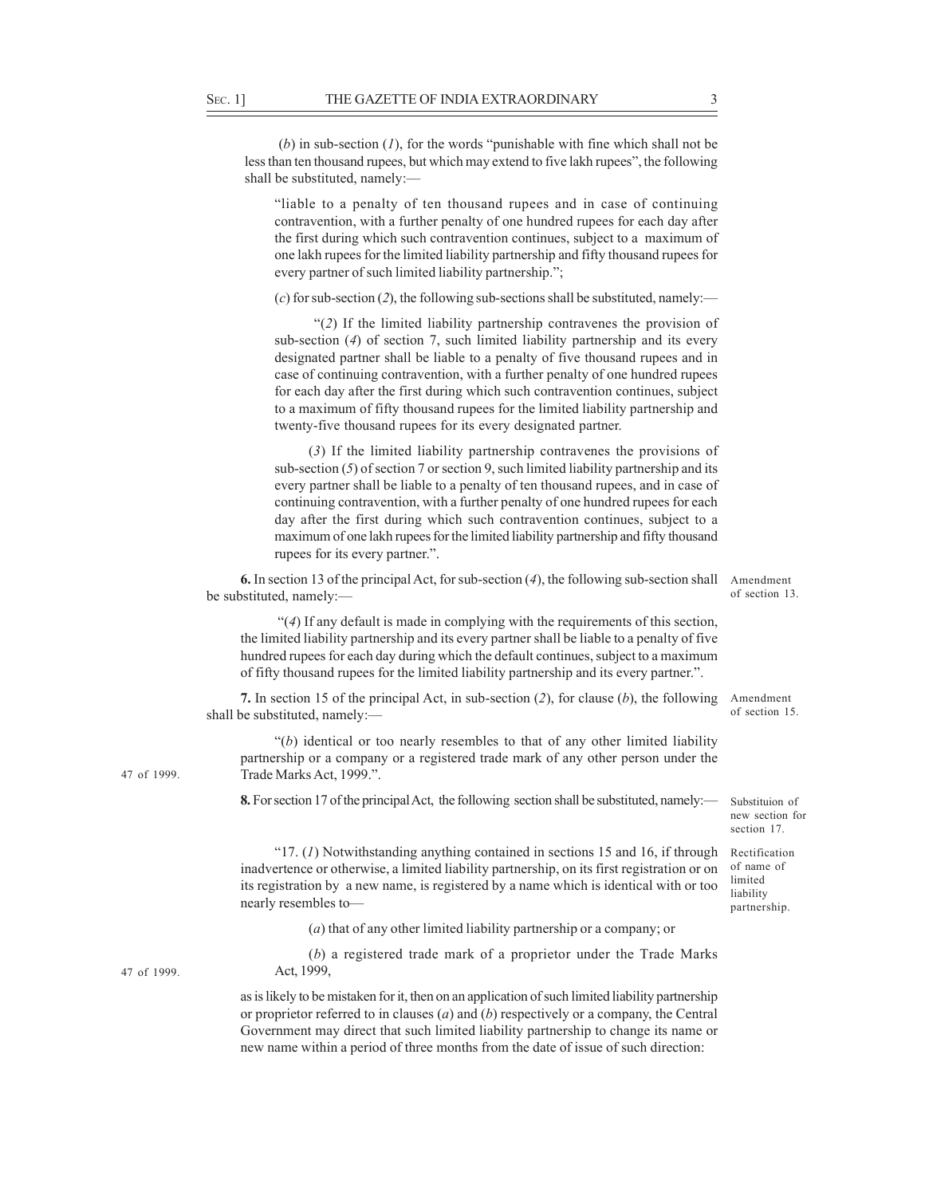(*b*) in sub-section (*1*), for the words "punishable with fine which shall not be less than ten thousand rupees, but which may extend to five lakh rupees", the following shall be substituted, namely:—

"liable to a penalty of ten thousand rupees and in case of continuing contravention, with a further penalty of one hundred rupees for each day after the first during which such contravention continues, subject to a maximum of one lakh rupees for the limited liability partnership and fifty thousand rupees for every partner of such limited liability partnership.";

(*c*) for sub-section (*2*), the following sub-sections shall be substituted, namely:—

"(*2*) If the limited liability partnership contravenes the provision of sub-section (*4*) of section 7, such limited liability partnership and its every designated partner shall be liable to a penalty of five thousand rupees and in case of continuing contravention, with a further penalty of one hundred rupees for each day after the first during which such contravention continues, subject to a maximum of fifty thousand rupees for the limited liability partnership and twenty-five thousand rupees for its every designated partner.

(*3*) If the limited liability partnership contravenes the provisions of sub-section (*5*) of section 7 or section 9, such limited liability partnership and its every partner shall be liable to a penalty of ten thousand rupees, and in case of continuing contravention, with a further penalty of one hundred rupees for each day after the first during which such contravention continues, subject to a maximum of one lakh rupees for the limited liability partnership and fifty thousand rupees for its every partner.".

Amendment of section 13.

**6.** In section 13 of the principal Act, for sub-section (*4*), the following sub-section shall be substituted, namely:—

"(*4*) If any default is made in complying with the requirements of this section, the limited liability partnership and its every partner shall be liable to a penalty of five hundred rupees for each day during which the default continues, subject to a maximum of fifty thousand rupees for the limited liability partnership and its every partner.".

Amendment of section 15.

**7.** In section 15 of the principal Act, in sub-section (*2*), for clause (*b*), the following shall be substituted, namely:—

"(*b*) identical or too nearly resembles to that of any other limited liability partnership or a company or a registered trade mark of any other person under the Trade Marks Act, 1999.". (47 of 1999.)

Substituion of new section for section 17.

**8.** For section 17 of the principal Act, the following section shall be substituted, namely:—

Rectification of name of limited liability partnership.

"17. (*1*) Notwithstanding anything contained in sections 15 and 16, if through inadvertence or otherwise, a limited liability partnership, on its first registration or on its registration by a new name, is registered by a name which is identical with or too nearly resembles to—

(*a*) that of any other limited liability partnership or a company; or

(*b*) a registered trade mark of a proprietor under the Trade Marks Act, 1999, (47 of 1999.)

as is likely to be mistaken for it, then on an application of such limited liability partnership or proprietor referred to in clauses (*a*) and (*b*) respectively or a company, the Central Government may direct that such limited liability partnership to change its name or new name within a period of three months from the date of issue of such direction: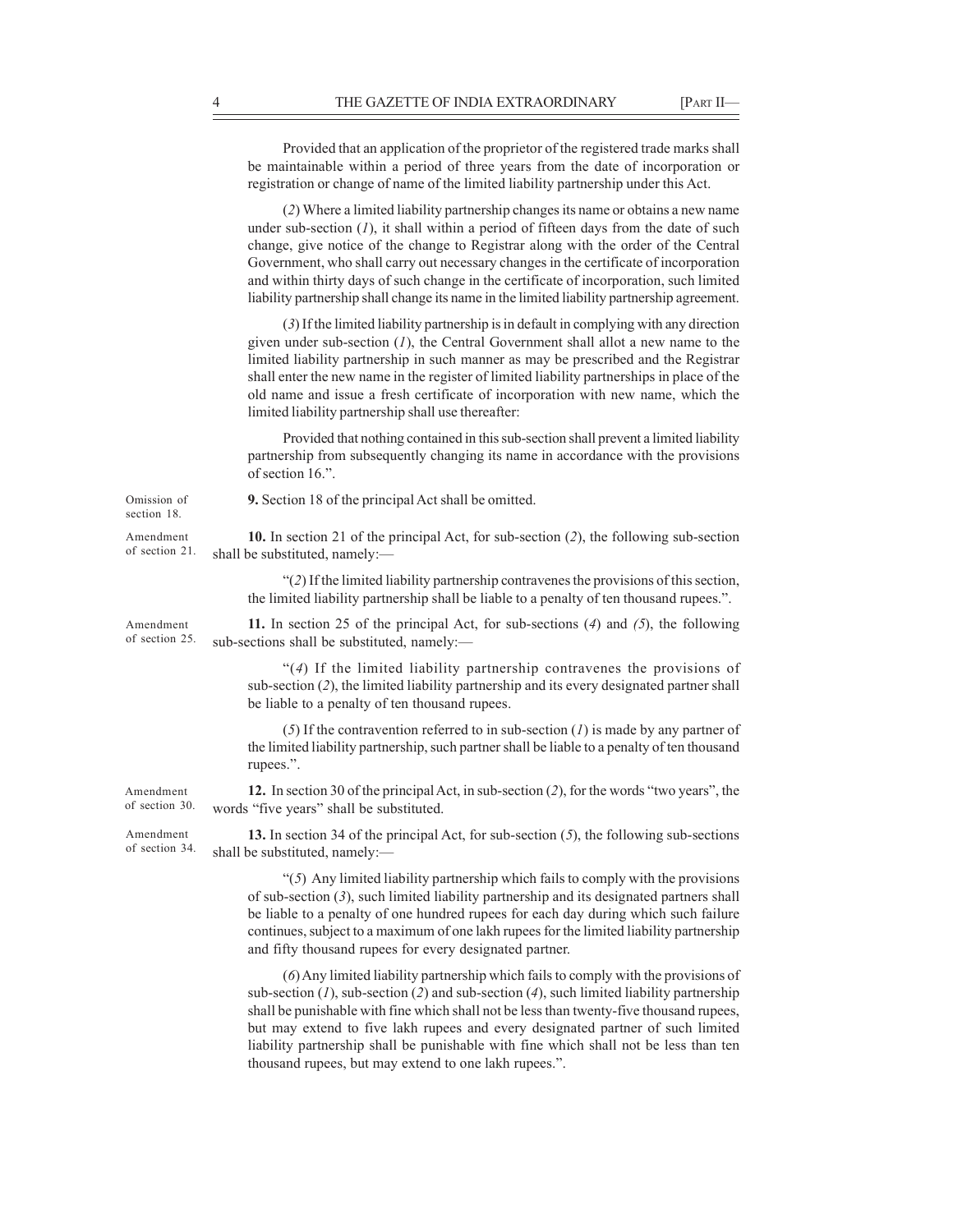Provided that an application of the proprietor of the registered trade marks shall be maintainable within a period of three years from the date of incorporation or registration or change of name of the limited liability partnership under this Act.

(*2*) Where a limited liability partnership changes its name or obtains a new name under sub-section (*1*), it shall within a period of fifteen days from the date of such change, give notice of the change to Registrar along with the order of the Central Government, who shall carry out necessary changes in the certificate of incorporation and within thirty days of such change in the certificate of incorporation, such limited liability partnership shall change its name in the limited liability partnership agreement.

(*3*) If the limited liability partnership is in default in complying with any direction given under sub-section (*1*), the Central Government shall allot a new name to the limited liability partnership in such manner as may be prescribed and the Registrar shall enter the new name in the register of limited liability partnerships in place of the old name and issue a fresh certificate of incorporation with new name, which the limited liability partnership shall use thereafter:

Provided that nothing contained in this sub-section shall prevent a limited liability partnership from subsequently changing its name in accordance with the provisions of section 16.".

Omission of section 18.

**9.** Section 18 of the principal Act shall be omitted.

Amendment of section 21.

**10.** In section 21 of the principal Act, for sub-section (*2*), the following sub-section shall be substituted, namely:—

"(*2*) If the limited liability partnership contravenes the provisions of this section, the limited liability partnership shall be liable to a penalty of ten thousand rupees.".

Amendment of section 25.

**11.** In section 25 of the principal Act, for sub-sections (*4*) and *(5*), the following sub-sections shall be substituted, namely:—

"(*4*) If the limited liability partnership contravenes the provisions of sub-section (*2*), the limited liability partnership and its every designated partner shall be liable to a penalty of ten thousand rupees.

(*5*) If the contravention referred to in sub-section (*1*) is made by any partner of the limited liability partnership, such partner shall be liable to a penalty of ten thousand rupees.".

Amendment of section 30.

**12.** In section 30 of the principal Act, in sub-section (*2*), for the words "two years", the words "five years" shall be substituted.

Amendment of section 34.

**13.** In section 34 of the principal Act, for sub-section (*5*), the following sub-sections shall be substituted, namely:—

"(*5*) Any limited liability partnership which fails to comply with the provisions of sub-section (*3*), such limited liability partnership and its designated partners shall be liable to a penalty of one hundred rupees for each day during which such failure continues, subject to a maximum of one lakh rupees for the limited liability partnership and fifty thousand rupees for every designated partner.

(*6*) Any limited liability partnership which fails to comply with the provisions of sub-section (*1*), sub-section (*2*) and sub-section (*4*), such limited liability partnership shall be punishable with fine which shall not be less than twenty-five thousand rupees, but may extend to five lakh rupees and every designated partner of such limited liability partnership shall be punishable with fine which shall not be less than ten thousand rupees, but may extend to one lakh rupees.".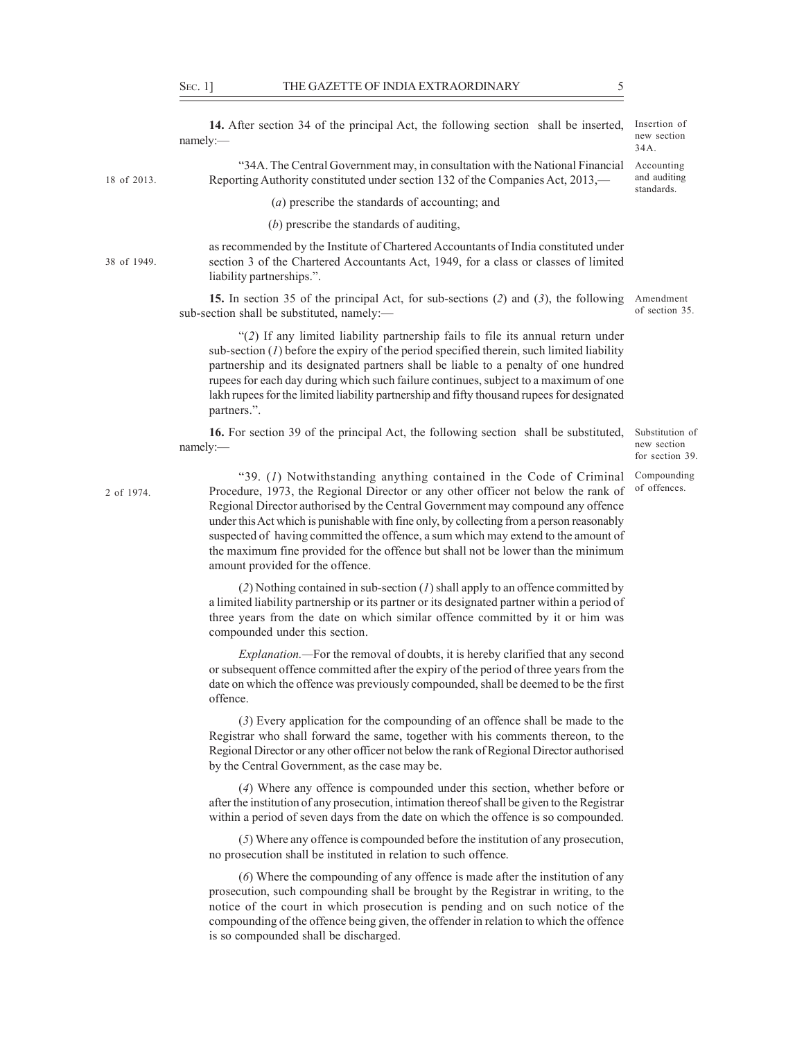**14.** After section 34 of the principal Act, the following section shall be inserted, namely:—

*Insertion of new section 34A.*

*Accounting and auditing standards.*

"34A. The Central Government may, in consultation with the National Financial Reporting Authority constituted under section 132 of the Companies Act, 2013,— *(18 of 2013.)*

(*a*) prescribe the standards of accounting; and

(*b*) prescribe the standards of auditing,

as recommended by the Institute of Chartered Accountants of India constituted under section 3 of the Chartered Accountants Act, 1949, for a class or classes of limited liability partnerships.". *(38 of 1949.)*

**15.** In section 35 of the principal Act, for sub-sections (*2*) and (*3*), the following sub-section shall be substituted, namely:—

*Amendment of section 35.*

"(*2*) If any limited liability partnership fails to file its annual return under sub-section (*1*) before the expiry of the period specified therein, such limited liability partnership and its designated partners shall be liable to a penalty of one hundred rupees for each day during which such failure continues, subject to a maximum of one lakh rupees for the limited liability partnership and fifty thousand rupees for designated partners.".

**16.** For section 39 of the principal Act, the following section shall be substituted, namely:—

*Substitution of new section for section 39.*

*Compounding of offences.*

"39. (*1*) Notwithstanding anything contained in the Code of Criminal Procedure, 1973, the Regional Director or any other officer not below the rank of Regional Director authorised by the Central Government may compound any offence under this Act which is punishable with fine only, by collecting from a person reasonably suspected of having committed the offence, a sum which may extend to the amount of the maximum fine provided for the offence but shall not be lower than the minimum amount provided for the offence. *(2 of 1974.)*

(*2*) Nothing contained in sub-section (*1*) shall apply to an offence committed by a limited liability partnership or its partner or its designated partner within a period of three years from the date on which similar offence committed by it or him was compounded under this section.

*Explanation.*—For the removal of doubts, it is hereby clarified that any second or subsequent offence committed after the expiry of the period of three years from the date on which the offence was previously compounded, shall be deemed to be the first offence.

(*3*) Every application for the compounding of an offence shall be made to the Registrar who shall forward the same, together with his comments thereon, to the Regional Director or any other officer not below the rank of Regional Director authorised by the Central Government, as the case may be.

(*4*) Where any offence is compounded under this section, whether before or after the institution of any prosecution, intimation thereof shall be given to the Registrar within a period of seven days from the date on which the offence is so compounded.

(*5*) Where any offence is compounded before the institution of any prosecution, no prosecution shall be instituted in relation to such offence.

(*6*) Where the compounding of any offence is made after the institution of any prosecution, such compounding shall be brought by the Registrar in writing, to the notice of the court in which prosecution is pending and on such notice of the compounding of the offence being given, the offender in relation to which the offence is so compounded shall be discharged.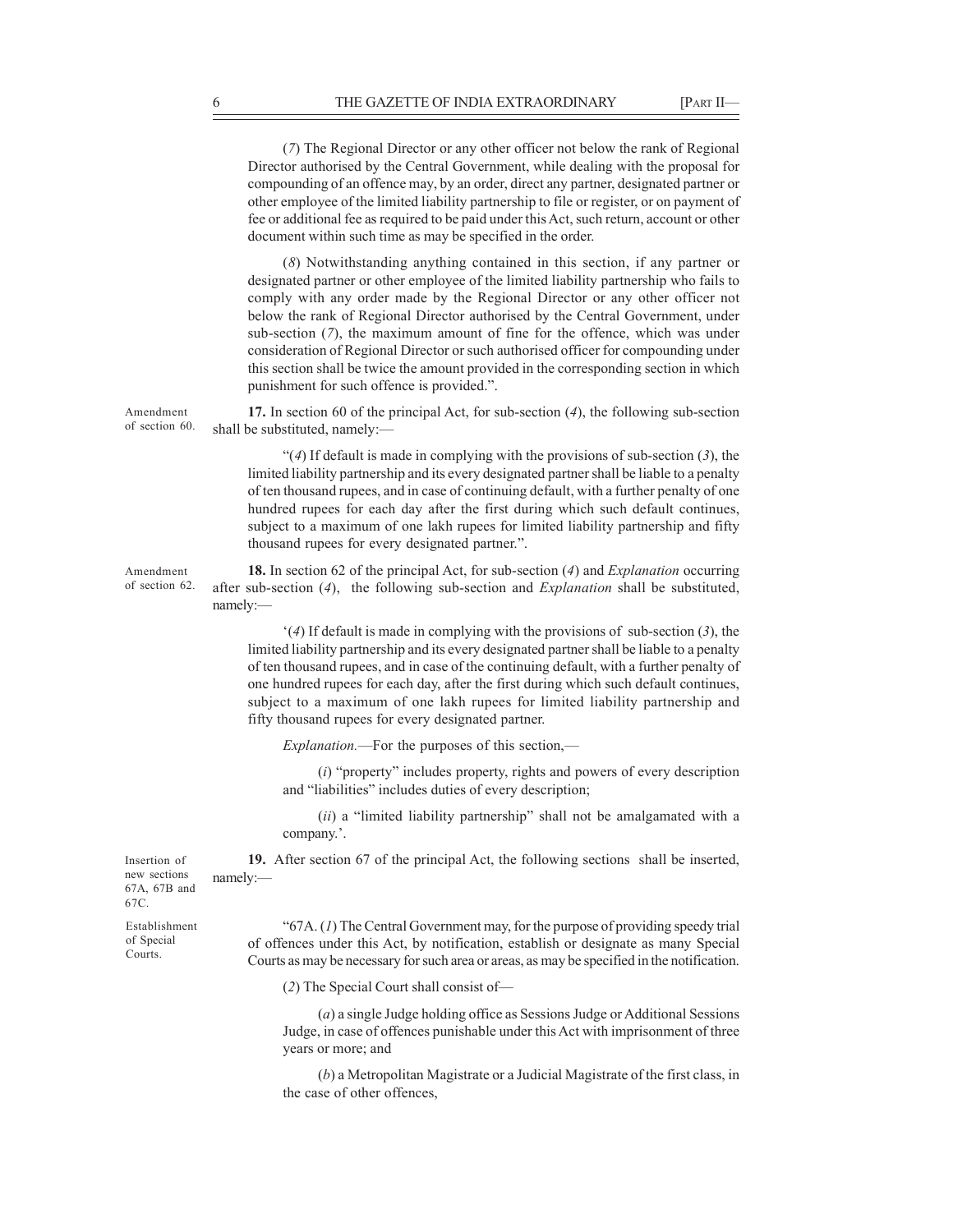(*7*) The Regional Director or any other officer not below the rank of Regional Director authorised by the Central Government, while dealing with the proposal for compounding of an offence may, by an order, direct any partner, designated partner or other employee of the limited liability partnership to file or register, or on payment of fee or additional fee as required to be paid under this Act, such return, account or other document within such time as may be specified in the order.

(*8*) Notwithstanding anything contained in this section, if any partner or designated partner or other employee of the limited liability partnership who fails to comply with any order made by the Regional Director or any other officer not below the rank of Regional Director authorised by the Central Government, under sub-section (*7*), the maximum amount of fine for the offence, which was under consideration of Regional Director or such authorised officer for compounding under this section shall be twice the amount provided in the corresponding section in which punishment for such offence is provided.".

Amendment of section 60.

**17.** In section 60 of the principal Act, for sub-section (*4*), the following sub-section shall be substituted, namely:—

"(*4*) If default is made in complying with the provisions of sub-section (*3*), the limited liability partnership and its every designated partner shall be liable to a penalty of ten thousand rupees, and in case of continuing default, with a further penalty of one hundred rupees for each day after the first during which such default continues, subject to a maximum of one lakh rupees for limited liability partnership and fifty thousand rupees for every designated partner.".

Amendment of section 62.

**18.** In section 62 of the principal Act, for sub-section (*4*) and *Explanation* occurring after sub-section (*4*), the following sub-section and *Explanation* shall be substituted, namely:—

'(*4*) If default is made in complying with the provisions of sub-section (*3*), the limited liability partnership and its every designated partner shall be liable to a penalty of ten thousand rupees, and in case of the continuing default, with a further penalty of one hundred rupees for each day, after the first during which such default continues, subject to a maximum of one lakh rupees for limited liability partnership and fifty thousand rupees for every designated partner.

*Explanation.*—For the purposes of this section,—

(*i*) "property" includes property, rights and powers of every description and "liabilities" includes duties of every description;

(*ii*) a "limited liability partnership" shall not be amalgamated with a company.'.

Insertion of new sections 67A, 67B and 67C.

**19.** After section 67 of the principal Act, the following sections shall be inserted, namely:—

Establishment of Special Courts.

"67A. (*1*) The Central Government may, for the purpose of providing speedy trial of offences under this Act, by notification, establish or designate as many Special Courts as may be necessary for such area or areas, as may be specified in the notification.

(*2*) The Special Court shall consist of—

(*a*) a single Judge holding office as Sessions Judge or Additional Sessions Judge, in case of offences punishable under this Act with imprisonment of three years or more; and

(*b*) a Metropolitan Magistrate or a Judicial Magistrate of the first class, in the case of other offences,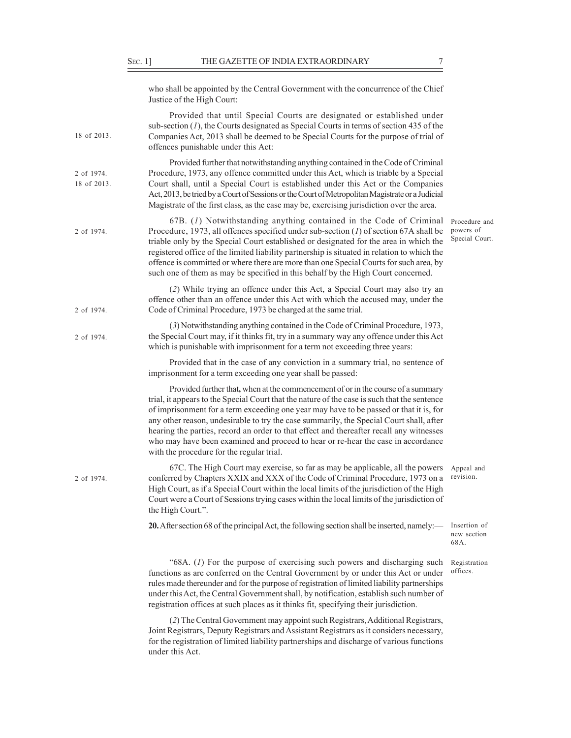who shall be appointed by the Central Government with the concurrence of the Chief Justice of the High Court:

Provided that until Special Courts are designated or established under sub-section (*1*), the Courts designated as Special Courts in terms of section 435 of the Companies Act, 2013 shall be deemed to be Special Courts for the purpose of trial of offences punishable under this Act:

18 of 2013.

Provided further that notwithstanding anything contained in the Code of Criminal Procedure, 1973, any offence committed under this Act, which is triable by a Special Court shall, until a Special Court is established under this Act or the Companies Act, 2013, be tried by a Court of Sessions or the Court of Metropolitan Magistrate or a Judicial Magistrate of the first class, as the case may be, exercising jurisdiction over the area.

2 of 1974.
18 of 2013.

Procedure and powers of Special Court.

67B. (*1*) Notwithstanding anything contained in the Code of Criminal Procedure, 1973, all offences specified under sub-section (*1*) of section 67A shall be triable only by the Special Court established or designated for the area in which the registered office of the limited liability partnership is situated in relation to which the offence is committed or where there are more than one Special Courts for such area, by such one of them as may be specified in this behalf by the High Court concerned.

2 of 1974.

(*2*) While trying an offence under this Act, a Special Court may also try an offence other than an offence under this Act with which the accused may, under the Code of Criminal Procedure, 1973 be charged at the same trial.

2 of 1974.

(*3*) Notwithstanding anything contained in the Code of Criminal Procedure, 1973, the Special Court may, if it thinks fit, try in a summary way any offence under this Act which is punishable with imprisonment for a term not exceeding three years:

2 of 1974.

Provided that in the case of any conviction in a summary trial, no sentence of imprisonment for a term exceeding one year shall be passed:

Provided further that**,** when at the commencement of or in the course of a summary trial, it appears to the Special Court that the nature of the case is such that the sentence of imprisonment for a term exceeding one year may have to be passed or that it is, for any other reason, undesirable to try the case summarily, the Special Court shall, after hearing the parties, record an order to that effect and thereafter recall any witnesses who may have been examined and proceed to hear or re-hear the case in accordance with the procedure for the regular trial.

Appeal and revision.

67C. The High Court may exercise, so far as may be applicable, all the powers conferred by Chapters XXIX and XXX of the Code of Criminal Procedure, 1973 on a High Court, as if a Special Court within the local limits of the jurisdiction of the High Court were a Court of Sessions trying cases within the local limits of the jurisdiction of the High Court.".

2 of 1974.

Insertion of new section 68A.

**20.** After section 68 of the principal Act, the following section shall be inserted, namely:—

Registration offices.

"68A. (*1*) For the purpose of exercising such powers and discharging such functions as are conferred on the Central Government by or under this Act or under rules made thereunder and for the purpose of registration of limited liability partnerships under this Act, the Central Government shall, by notification, establish such number of registration offices at such places as it thinks fit, specifying their jurisdiction.

(*2*) The Central Government may appoint such Registrars, Additional Registrars, Joint Registrars, Deputy Registrars and Assistant Registrars as it considers necessary, for the registration of limited liability partnerships and discharge of various functions under this Act.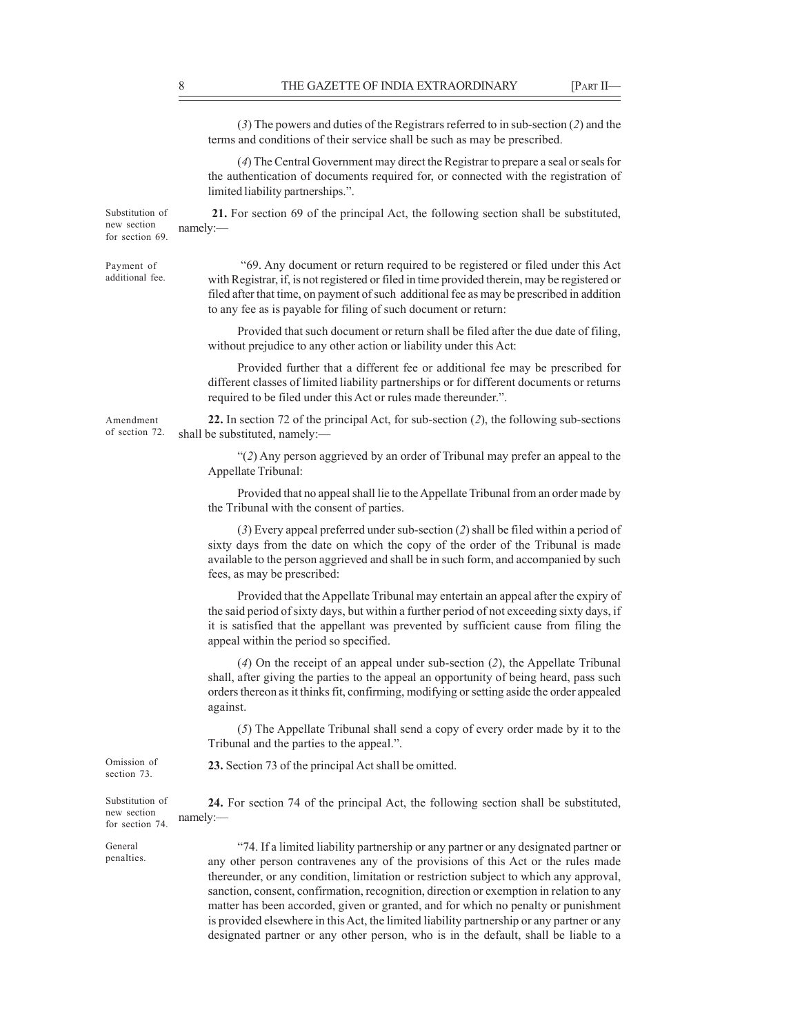(*3*) The powers and duties of the Registrars referred to in sub-section (*2*) and the terms and conditions of their service shall be such as may be prescribed.

(*4*) The Central Government may direct the Registrar to prepare a seal or seals for the authentication of documents required for, or connected with the registration of limited liability partnerships.".

Substitution of new section for section 69.

**21.** For section 69 of the principal Act, the following section shall be substituted, namely:—

Payment of additional fee.

"69. Any document or return required to be registered or filed under this Act with Registrar, if, is not registered or filed in time provided therein, may be registered or filed after that time, on payment of such additional fee as may be prescribed in addition to any fee as is payable for filing of such document or return:

Provided that such document or return shall be filed after the due date of filing, without prejudice to any other action or liability under this Act:

Provided further that a different fee or additional fee may be prescribed for different classes of limited liability partnerships or for different documents or returns required to be filed under this Act or rules made thereunder.".

Amendment of section 72.

**22.** In section 72 of the principal Act, for sub-section (*2*), the following sub-sections shall be substituted, namely:—

"(*2*) Any person aggrieved by an order of Tribunal may prefer an appeal to the Appellate Tribunal:

Provided that no appeal shall lie to the Appellate Tribunal from an order made by the Tribunal with the consent of parties.

(*3*) Every appeal preferred under sub-section (*2*) shall be filed within a period of sixty days from the date on which the copy of the order of the Tribunal is made available to the person aggrieved and shall be in such form, and accompanied by such fees, as may be prescribed:

Provided that the Appellate Tribunal may entertain an appeal after the expiry of the said period of sixty days, but within a further period of not exceeding sixty days, if it is satisfied that the appellant was prevented by sufficient cause from filing the appeal within the period so specified.

(*4*) On the receipt of an appeal under sub-section (*2*), the Appellate Tribunal shall, after giving the parties to the appeal an opportunity of being heard, pass such orders thereon as it thinks fit, confirming, modifying or setting aside the order appealed against.

(*5*) The Appellate Tribunal shall send a copy of every order made by it to the Tribunal and the parties to the appeal.".

Omission of section 73.

**23.** Section 73 of the principal Act shall be omitted.

Substitution of new section for section 74.

**24.** For section 74 of the principal Act, the following section shall be substituted, namely:—

General penalties.

"74. If a limited liability partnership or any partner or any designated partner or any other person contravenes any of the provisions of this Act or the rules made thereunder, or any condition, limitation or restriction subject to which any approval, sanction, consent, confirmation, recognition, direction or exemption in relation to any matter has been accorded, given or granted, and for which no penalty or punishment is provided elsewhere in this Act, the limited liability partnership or any partner or any designated partner or any other person, who is in the default, shall be liable to a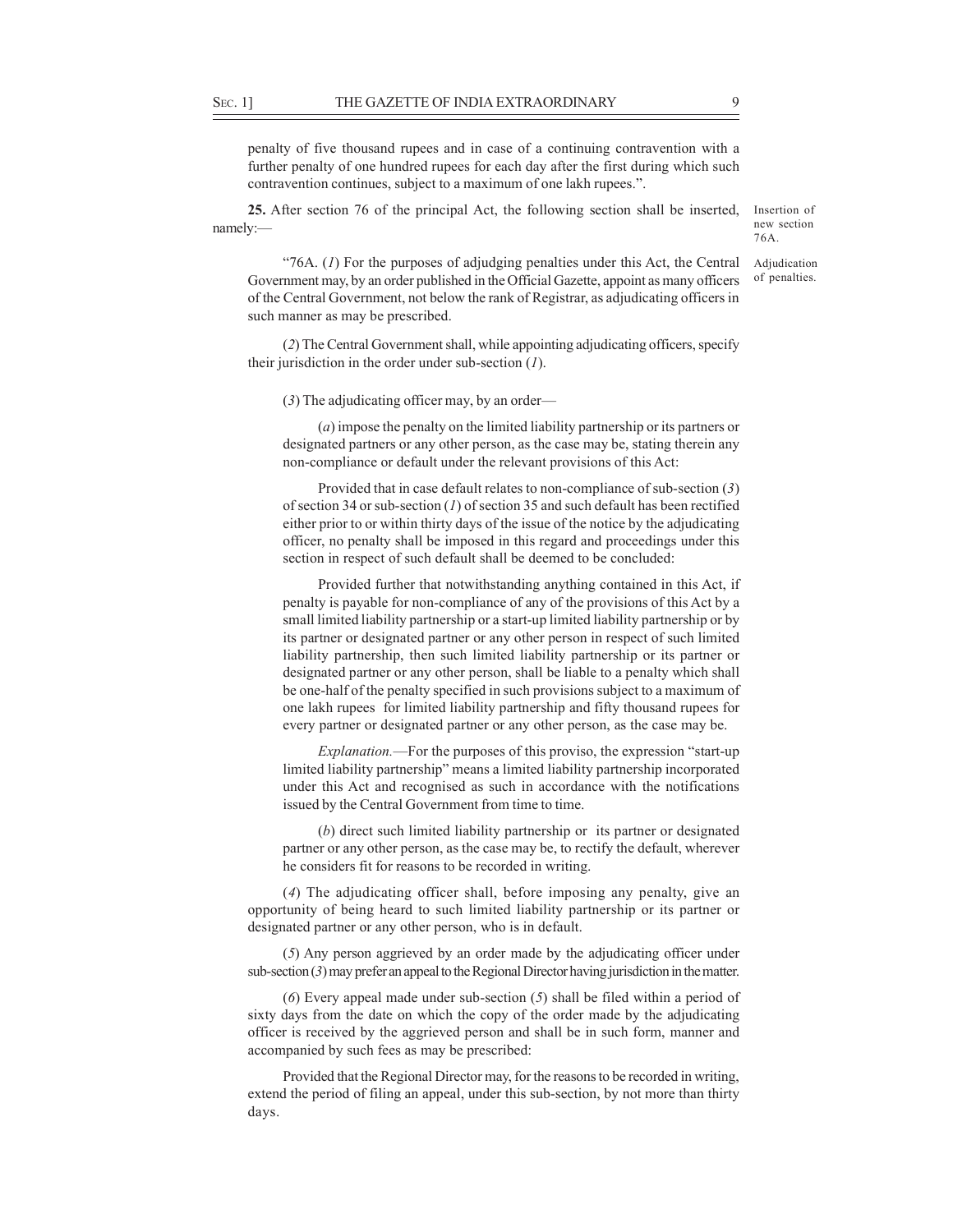penalty of five thousand rupees and in case of a continuing contravention with a further penalty of one hundred rupees for each day after the first during which such contravention continues, subject to a maximum of one lakh rupees.".

**25.** After section 76 of the principal Act, the following section shall be inserted, namely:—

Insertion of new section 76A.

Adjudication of penalties.

"76A. (*1*) For the purposes of adjudging penalties under this Act, the Central Government may, by an order published in the Official Gazette, appoint as many officers of the Central Government, not below the rank of Registrar, as adjudicating officers in such manner as may be prescribed.

(*2*) The Central Government shall, while appointing adjudicating officers, specify their jurisdiction in the order under sub-section (*1*).

(*3*) The adjudicating officer may, by an order—

(*a*) impose the penalty on the limited liability partnership or its partners or designated partners or any other person, as the case may be, stating therein any non-compliance or default under the relevant provisions of this Act:

Provided that in case default relates to non-compliance of sub-section (*3*) of section 34 or sub-section (*1*) of section 35 and such default has been rectified either prior to or within thirty days of the issue of the notice by the adjudicating officer, no penalty shall be imposed in this regard and proceedings under this section in respect of such default shall be deemed to be concluded:

Provided further that notwithstanding anything contained in this Act, if penalty is payable for non-compliance of any of the provisions of this Act by a small limited liability partnership or a start-up limited liability partnership or by its partner or designated partner or any other person in respect of such limited liability partnership, then such limited liability partnership or its partner or designated partner or any other person, shall be liable to a penalty which shall be one-half of the penalty specified in such provisions subject to a maximum of one lakh rupees for limited liability partnership and fifty thousand rupees for every partner or designated partner or any other person, as the case may be.

*Explanation.*—For the purposes of this proviso, the expression "start-up limited liability partnership" means a limited liability partnership incorporated under this Act and recognised as such in accordance with the notifications issued by the Central Government from time to time.

(*b*) direct such limited liability partnership or its partner or designated partner or any other person, as the case may be, to rectify the default, wherever he considers fit for reasons to be recorded in writing.

(*4*) The adjudicating officer shall, before imposing any penalty, give an opportunity of being heard to such limited liability partnership or its partner or designated partner or any other person, who is in default.

(*5*) Any person aggrieved by an order made by the adjudicating officer under sub-section (*3*) may prefer an appeal to the Regional Director having jurisdiction in the matter.

(*6*) Every appeal made under sub-section (*5*) shall be filed within a period of sixty days from the date on which the copy of the order made by the adjudicating officer is received by the aggrieved person and shall be in such form, manner and accompanied by such fees as may be prescribed:

Provided that the Regional Director may, for the reasons to be recorded in writing, extend the period of filing an appeal, under this sub-section, by not more than thirty days.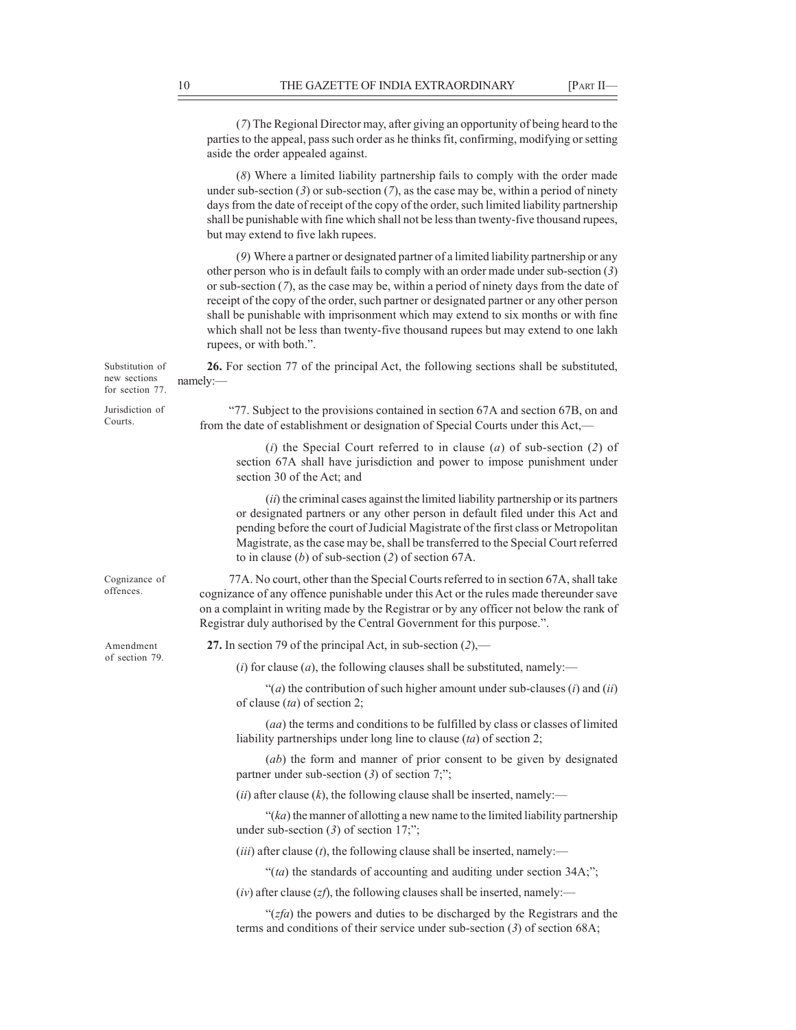(*7*) The Regional Director may, after giving an opportunity of being heard to the parties to the appeal, pass such order as he thinks fit, confirming, modifying or setting aside the order appealed against.

(*8*) Where a limited liability partnership fails to comply with the order made under sub-section (*3*) or sub-section (*7*), as the case may be, within a period of ninety days from the date of receipt of the copy of the order, such limited liability partnership shall be punishable with fine which shall not be less than twenty-five thousand rupees, but may extend to five lakh rupees.

(*9*) Where a partner or designated partner of a limited liability partnership or any other person who is in default fails to comply with an order made under sub-section (*3*) or sub-section (*7*), as the case may be, within a period of ninety days from the date of receipt of the copy of the order, such partner or designated partner or any other person shall be punishable with imprisonment which may extend to six months or with fine which shall not be less than twenty-five thousand rupees but may extend to one lakh rupees, or with both.".

Substitution of new sections for section 77.

**26.** For section 77 of the principal Act, the following sections shall be substituted, namely:—

Jurisdiction of Courts.

"77. Subject to the provisions contained in section 67A and section 67B, on and from the date of establishment or designation of Special Courts under this Act,—

(*i*) the Special Court referred to in clause (*a*) of sub-section (*2*) of section 67A shall have jurisdiction and power to impose punishment under section 30 of the Act; and

(*ii*) the criminal cases against the limited liability partnership or its partners or designated partners or any other person in default filed under this Act and pending before the court of Judicial Magistrate of the first class or Metropolitan Magistrate, as the case may be, shall be transferred to the Special Court referred to in clause (*b*) of sub-section (*2*) of section 67A.

Cognizance of offences.

77A. No court, other than the Special Courts referred to in section 67A, shall take cognizance of any offence punishable under this Act or the rules made thereunder save on a complaint in writing made by the Registrar or by any officer not below the rank of Registrar duly authorised by the Central Government for this purpose.".

Amendment of section 79.

**27.** In section 79 of the principal Act, in sub-section (*2*),—

(*i*) for clause (*a*), the following clauses shall be substituted, namely:—

"(*a*) the contribution of such higher amount under sub-clauses (*i*) and (*ii*) of clause (*ta*) of section 2;

(*aa*) the terms and conditions to be fulfilled by class or classes of limited liability partnerships under long line to clause (*ta*) of section 2;

(*ab*) the form and manner of prior consent to be given by designated partner under sub-section (*3*) of section 7;";

(*ii*) after clause (*k*), the following clause shall be inserted, namely:—

"(*ka*) the manner of allotting a new name to the limited liability partnership under sub-section (*3*) of section 17;";

(*iii*) after clause (*t*), the following clause shall be inserted, namely:—

"(*ta*) the standards of accounting and auditing under section 34A;";

(*iv*) after clause (*zf*), the following clauses shall be inserted, namely:—

"(*zfa*) the powers and duties to be discharged by the Registrars and the terms and conditions of their service under sub-section (*3*) of section 68A;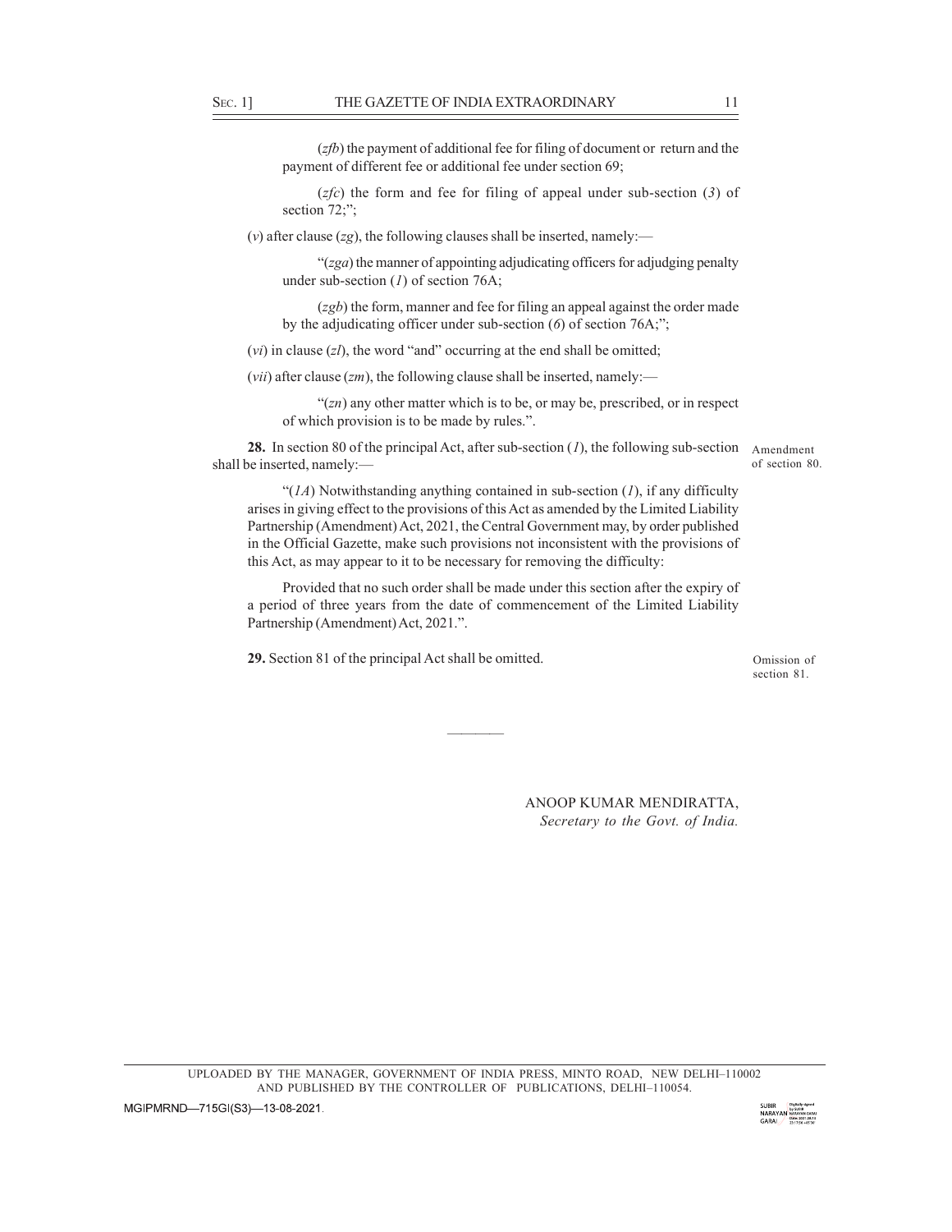(*zfb*) the payment of additional fee for filing of document or return and the payment of different fee or additional fee under section 69;

(*zfc*) the form and fee for filing of appeal under sub-section (*3*) of section 72;";

(*v*) after clause (*zg*), the following clauses shall be inserted, namely:—

"(*zga*) the manner of appointing adjudicating officers for adjudging penalty under sub-section (*1*) of section 76A;

(*zgb*) the form, manner and fee for filing an appeal against the order made by the adjudicating officer under sub-section (*6*) of section 76A;";

(*vi*) in clause (*zl*), the word "and" occurring at the end shall be omitted;

(*vii*) after clause (*zm*), the following clause shall be inserted, namely:—

"(*zn*) any other matter which is to be, or may be, prescribed, or in respect of which provision is to be made by rules.".

Amendment of section 80.

**28.** In section 80 of the principal Act, after sub-section (*1*), the following sub-section shall be inserted, namely:—

"(*1A*) Notwithstanding anything contained in sub-section (*1*), if any difficulty arises in giving effect to the provisions of this Act as amended by the Limited Liability Partnership (Amendment) Act, 2021, the Central Government may, by order published in the Official Gazette, make such provisions not inconsistent with the provisions of this Act, as may appear to it to be necessary for removing the difficulty:

Provided that no such order shall be made under this section after the expiry of a period of three years from the date of commencement of the Limited Liability Partnership (Amendment) Act, 2021.".

Omission of section 81.

**29.** Section 81 of the principal Act shall be omitted.

————

ANOOP KUMAR MENDIRATTA,
*Secretary to the Govt. of India.*

UPLOADED BY THE MANAGER, GOVERNMENT OF INDIA PRESS, MINTO ROAD, NEW DELHI–110002 AND PUBLISHED BY THE CONTROLLER OF PUBLICATIONS, DELHI–110054.

MGIPMRND—715GI(S3)—13-08-2021.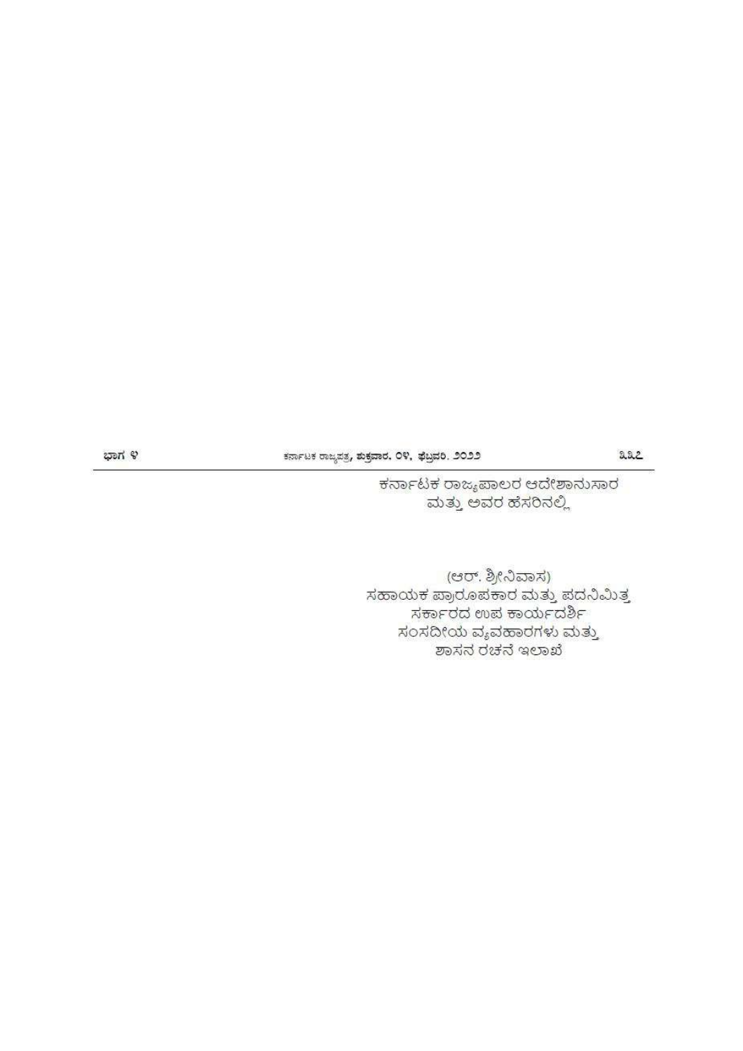ಕರ್ನಾಟಕ ರಾಜ್ಯಪಾಲರ ಆದೇಶಾನುಸಾರ
ಮತ್ತು ಅವರ ಹೆಸರಿನಲ್ಲಿ

(ಆರ್. ಶ್ರೀನಿವಾಸ)
ಸಹಾಯಕ ಪ್ರಾರೂಪಕಾರ ಮತ್ತು ಪದನಿಮಿತ್ತ
ಸರ್ಕಾರದ ಉಪ ಕಾರ್ಯದರ್ಶಿ
ಸಂಸದೀಯ ವ್ಯವಹಾರಗಳು ಮತ್ತು
ಶಾಸನ ರಚನೆ ಇಲಾಖೆ